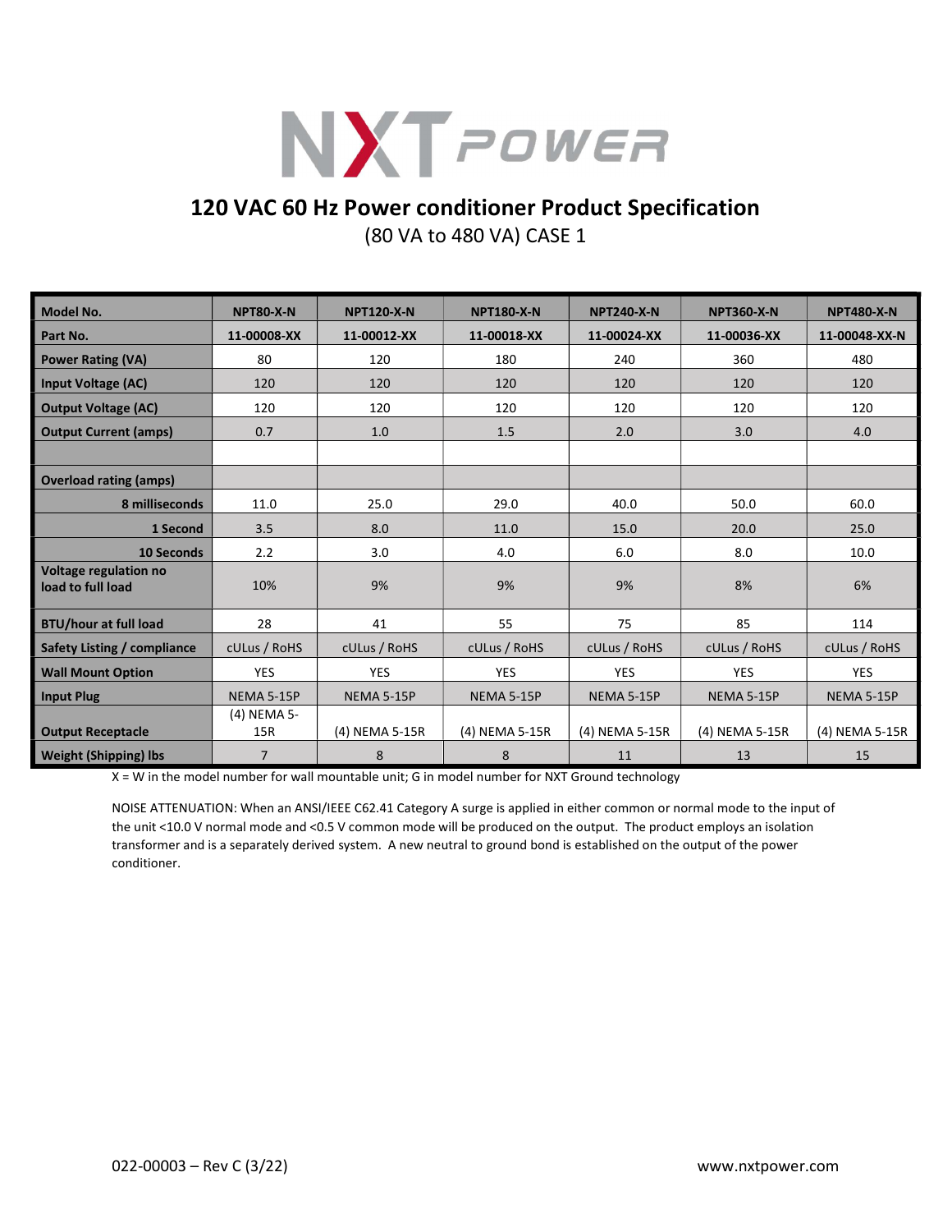# NXT POWER

## 120 VAC 60 Hz Power conditioner Product Specification

(80 VA to 480 VA) CASE 1

| Model No. | NPT80-X-N | NPT120-X-N | NPT180-X-N | NPT240-X-N | NPT360-X-N | NPT480-X-N |
|---|---|---|---|---|---|---|
| Part No. | 11-00008-XX | 11-00012-XX | 11-00018-XX | 11-00024-XX | 11-00036-XX | 11-00048-XX-N |
| Power Rating (VA) | 80 | 120 | 180 | 240 | 360 | 480 |
| Input Voltage (AC) | 120 | 120 | 120 | 120 | 120 | 120 |
| Output Voltage (AC) | 120 | 120 | 120 | 120 | 120 | 120 |
| Output Current (amps) | 0.7 | 1.0 | 1.5 | 2.0 | 3.0 | 4.0 |
| | | | | | | |
| Overload rating (amps) | | | | | | |
| 8 milliseconds | 11.0 | 25.0 | 29.0 | 40.0 | 50.0 | 60.0 |
| 1 Second | 3.5 | 8.0 | 11.0 | 15.0 | 20.0 | 25.0 |
| 10 Seconds | 2.2 | 3.0 | 4.0 | 6.0 | 8.0 | 10.0 |
| Voltage regulation no load to full load | 10% | 9% | 9% | 9% | 8% | 6% |
| BTU/hour at full load | 28 | 41 | 55 | 75 | 85 | 114 |
| Safety Listing / compliance | cULus / RoHS | cULus / RoHS | cULus / RoHS | cULus / RoHS | cULus / RoHS | cULus / RoHS |
| Wall Mount Option | YES | YES | YES | YES | YES | YES |
| Input Plug | NEMA 5-15P | NEMA 5-15P | NEMA 5-15P | NEMA 5-15P | NEMA 5-15P | NEMA 5-15P |
| Output Receptacle | (4) NEMA 5-15R | (4) NEMA 5-15R | (4) NEMA 5-15R | (4) NEMA 5-15R | (4) NEMA 5-15R | (4) NEMA 5-15R |
| Weight (Shipping) lbs | 7 | 8 | 8 | 11 | 13 | 15 |

X = W in the model number for wall mountable unit; G in model number for NXT Ground technology

NOISE ATTENUATION: When an ANSI/IEEE C62.41 Category A surge is applied in either common or normal mode to the input of the unit <10.0 V normal mode and <0.5 V common mode will be produced on the output. The product employs an isolation transformer and is a separately derived system. A new neutral to ground bond is established on the output of the power conditioner.

022-00003 – Rev C (3/22) www.nxtpower.com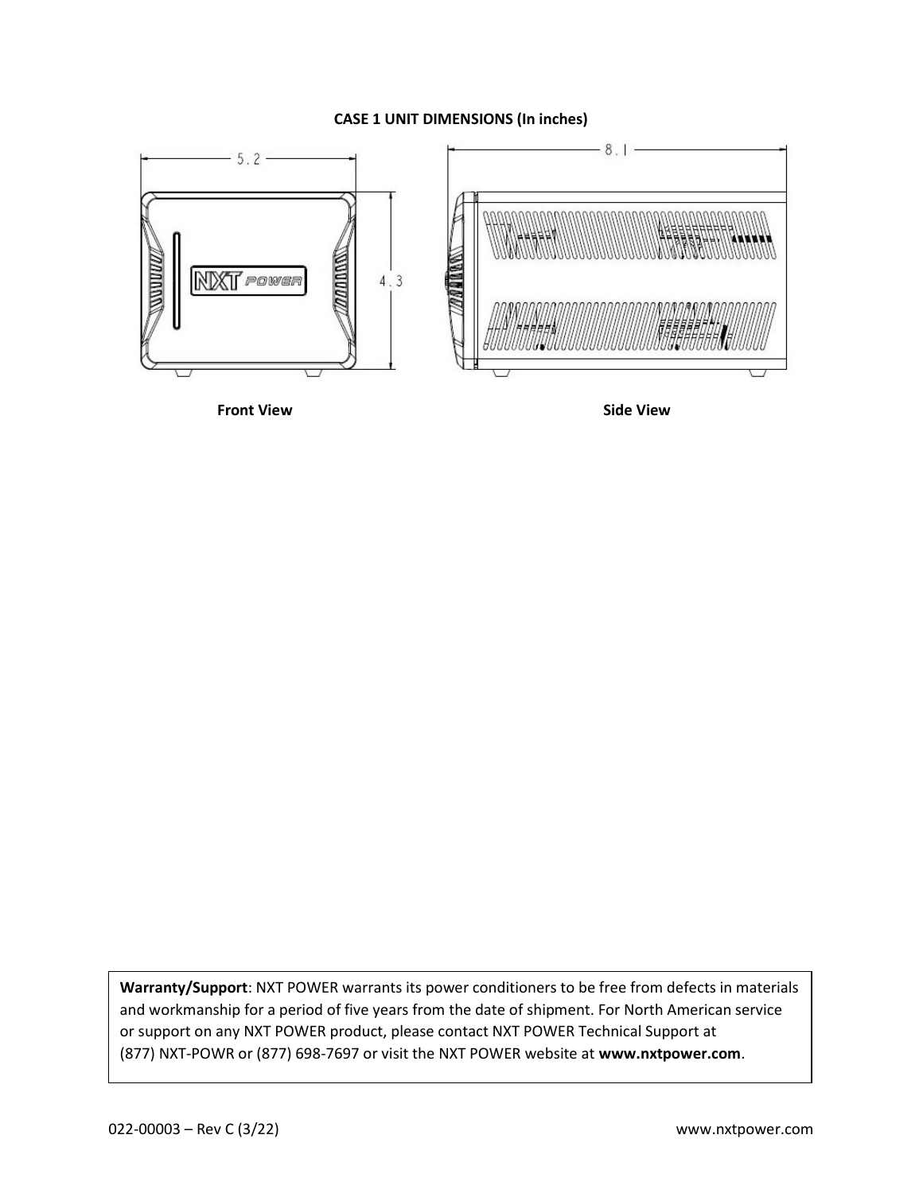**CASE 1 UNIT DIMENSIONS (In inches)**

5.2

4.3

8.1

**Front View**

**Side View**

**Warranty/Support**: NXT POWER warrants its power conditioners to be free from defects in materials and workmanship for a period of five years from the date of shipment. For North American service or support on any NXT POWER product, please contact NXT POWER Technical Support at (877) NXT-POWR or (877) 698-7697 or visit the NXT POWER website at **www.nxtpower.com**.

022-00003 – Rev C (3/22)